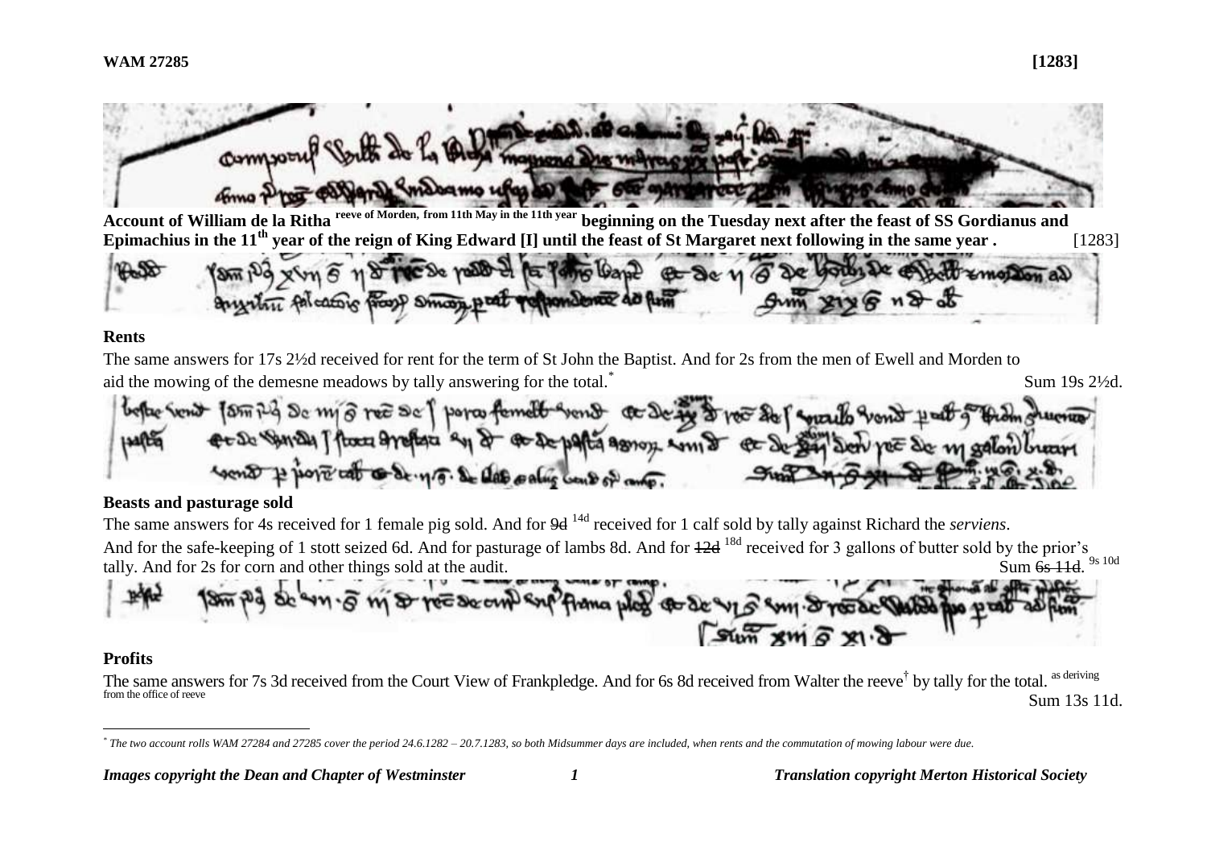**WAM 27285** **[1283]**

**Account of William de la Ritha** reeve of Morden, from 11th May in the 11th year **beginning on the Tuesday next after the feast of SS Gordianus and Epimachius in the 11th year of the reign of King Edward [I] until the feast of St Margaret next following in the same year .** [1283]

### Rents

The same answers for 17s 2½d received for rent for the term of St John the Baptist. And for 2s from the men of Ewell and Morden to aid the mowing of the demesne meadows by tally answering for the total.* Sum 19s 2½d.

### Beasts and pasturage sold

The same answers for 4s received for 1 female pig sold. And for ~~9d~~ 14d received for 1 calf sold by tally against Richard the *serviens*.
And for the safe-keeping of 1 stott seized 6d. And for pasturage of lambs 8d. And for ~~12d~~ 18d received for 3 gallons of butter sold by the prior's tally. And for 2s for corn and other things sold at the audit. Sum ~~6s 11d~~. 9s 10d

### Profits

The same answers for 7s 3d received from the Court View of Frankpledge. And for 6s 8d received from Walter the reeve† by tally for the total. as deriving from the office of reeve

Sum 13s 11d.

---

* The two account rolls WAM 27284 and 27285 cover the period 24.6.1282 – 20.7.1283, so both Midsummer days are included, when rents and the commutation of mowing labour were due.

*Images copyright the Dean and Chapter of Westminster* *Translation copyright Merton Historical Society*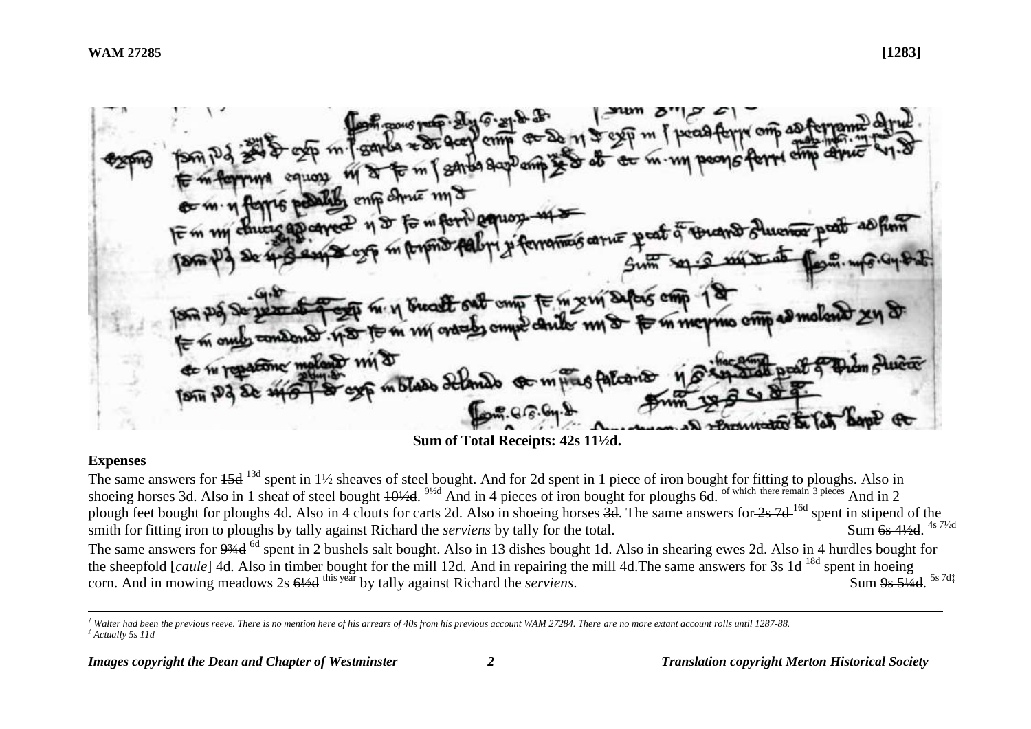**Sum of Total Receipts: 42s 11½d.**

**Expenses**

The same answers for ~~15d~~ [13d] spent in 1½ sheaves of steel bought. And for 2d spent in 1 piece of iron bought for fitting to ploughs. Also in shoeing horses 3d. Also in 1 sheaf of steel bought ~~10½d~~. [9½d] And in 4 pieces of iron bought for ploughs 6d. [of which there remain 3 pieces] And in 2 plough feet bought for ploughs 4d. Also in 4 clouts for carts 2d. Also in shoeing horses ~~3d~~. The same answers for ~~2s 7d~~ [16d] spent in stipend of the smith for fitting iron to ploughs by tally against Richard the *serviens* by tally for the total. Sum ~~6s 4½d~~. [4s 7½d]

The same answers for ~~9¾d~~ [6d] spent in 2 bushels salt bought. Also in 13 dishes bought 1d. Also in shearing ewes 2d. Also in 4 hurdles bought for the sheepfold [*caule*] 4d. Also in timber bought for the mill 12d. And in repairing the mill 4d.The same answers for ~~3s 1d~~ [18d] spent in hoeing corn. And in mowing meadows 2s ~~6½d~~ [this year] by tally against Richard the *serviens*. Sum ~~9s 5¼d~~. [5s 7d‡]

---

† Walter had been the previous reeve. There is no mention here of his arrears of 40s from his previous account WAM 27284. There are no more extant account rolls until 1287-88.

‡ Actually 5s 11d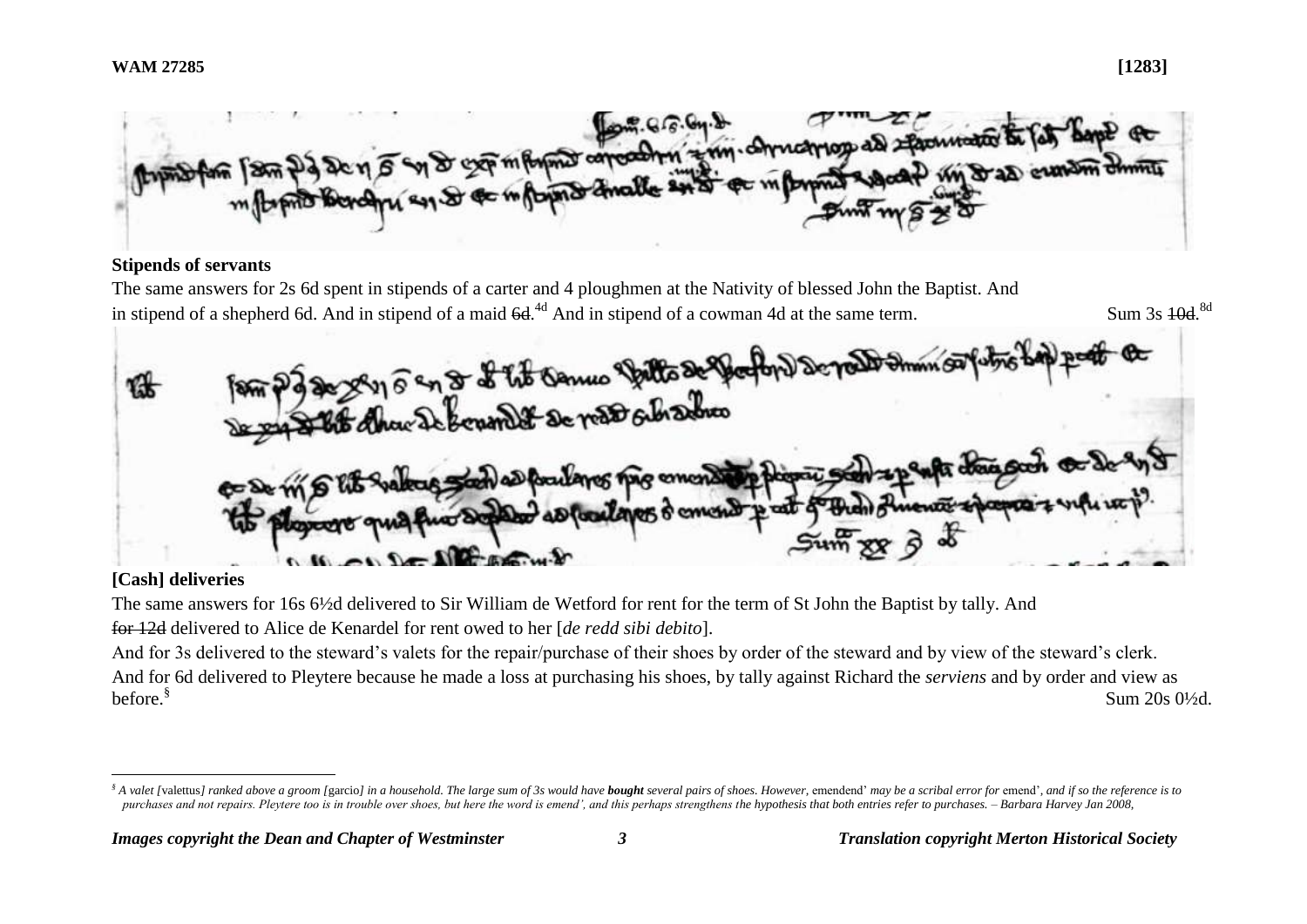**Stipends of servants**

The same answers for 2s 6d spent in stipends of a carter and 4 ploughmen at the Nativity of blessed John the Baptist. And in stipend of a shepherd 6d. And in stipend of a maid ~~6d~~.[4d] And in stipend of a cowman 4d at the same term. Sum 3s ~~10d~~.[8d]

**[Cash] deliveries**

The same answers for 16s 6½d delivered to Sir William de Wetford for rent for the term of St John the Baptist by tally. And ~~for 12d~~ delivered to Alice de Kenardel for rent owed to her [*de redd sibi debito*].

And for 3s delivered to the steward's valets for the repair/purchase of their shoes by order of the steward and by view of the steward's clerk.

And for 6d delivered to Pleytere because he made a loss at purchasing his shoes, by tally against Richard the *serviens* and by order and view as before.[§] Sum 20s 0½d.

[§] *A valet [*valettus*] ranked above a groom [*garcio*] in a household. The large sum of 3s would have **bought** several pairs of shoes. However,* emendend' *may be a scribal error for* emend', *and if so the reference is to purchases and not repairs. Pleytere too is in trouble over shoes, but here the word is emend', and this perhaps strengthens the hypothesis that both entries refer to purchases. – Barbara Harvey Jan 2008,*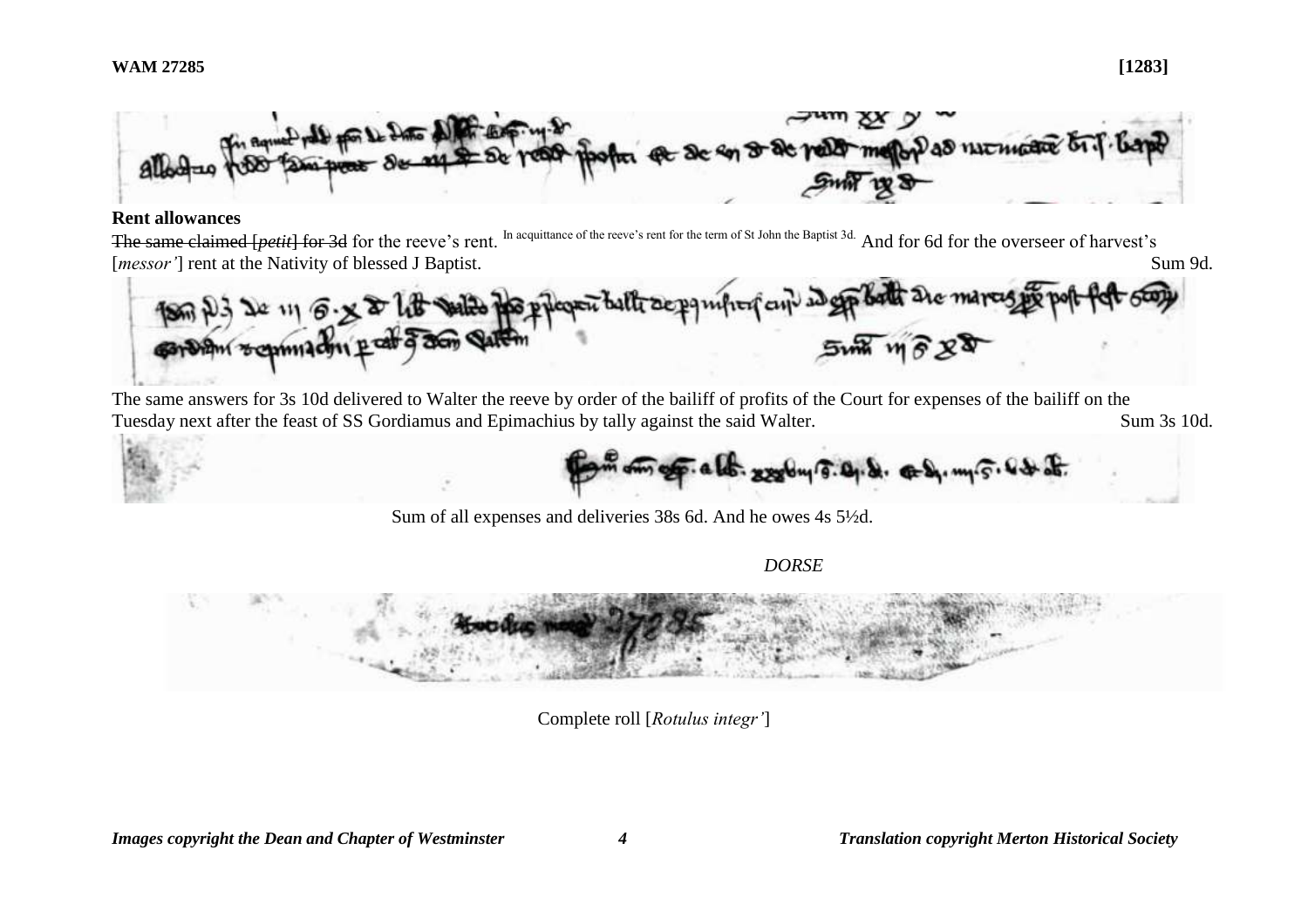**Rent allowances**

~~The same claimed [*petit*] for 3d~~ for the reeve's rent. In acquittance of the reeve's rent for the term of St John the Baptist 3d. And for 6d for the overseer of harvest's [*messor'*] rent at the Nativity of blessed J Baptist. Sum 9d.

The same answers for 3s 10d delivered to Walter the reeve by order of the bailiff of profits of the Court for expenses of the bailiff on the Tuesday next after the feast of SS Gordiamus and Epimachius by tally against the said Walter. Sum 3s 10d.

Sum of all expenses and deliveries 38s 6d. And he owes 4s 5½d.

*DORSE*

Complete roll [*Rotulus integr'*]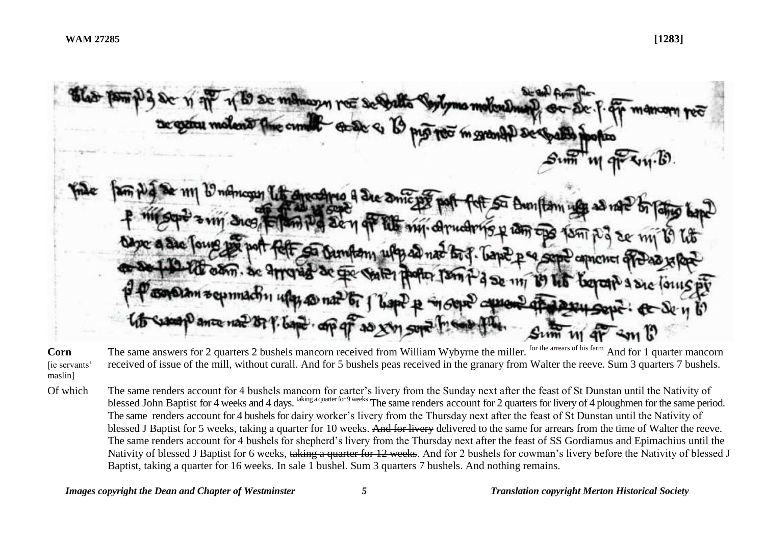**WAM 27285** **[1283]**

**Corn** [ie servants' maslin]

The same answers for 2 quarters 2 bushels mancorn received from William Wybyrne the miller. for the arrears of his farm And for 1 quarter mancorn received of issue of the mill, without curall. And for 5 bushels peas received in the granary from Walter the reeve. Sum 3 quarters 7 bushels.

Of which

The same renders account for 4 bushels mancorn for carter's livery from the Sunday next after the feast of St Dunstan until the Nativity of blessed John Baptist for 4 weeks and 4 days. taking a quarter for 9 weeks The same renders account for 2 quarters for livery of 4 ploughmen for the same period. The same renders account for 4 bushels for dairy worker's livery from the Thursday next after the feast of St Dunstan until the Nativity of blessed J Baptist for 5 weeks, taking a quarter for 10 weeks. ~~And for livery~~ delivered to the same for arrears from the time of Walter the reeve. The same renders account for 4 bushels for shepherd's livery from the Thursday next after the feast of SS Gordiamus and Epimachius until the Nativity of blessed J Baptist for 6 weeks, ~~taking a quarter for 12 weeks~~. And for 2 bushels for cowman's livery before the Nativity of blessed J Baptist, taking a quarter for 16 weeks. In sale 1 bushel. Sum 3 quarters 7 bushels. And nothing remains.

*Images copyright the Dean and Chapter of Westminster* *Translation copyright Merton Historical Society*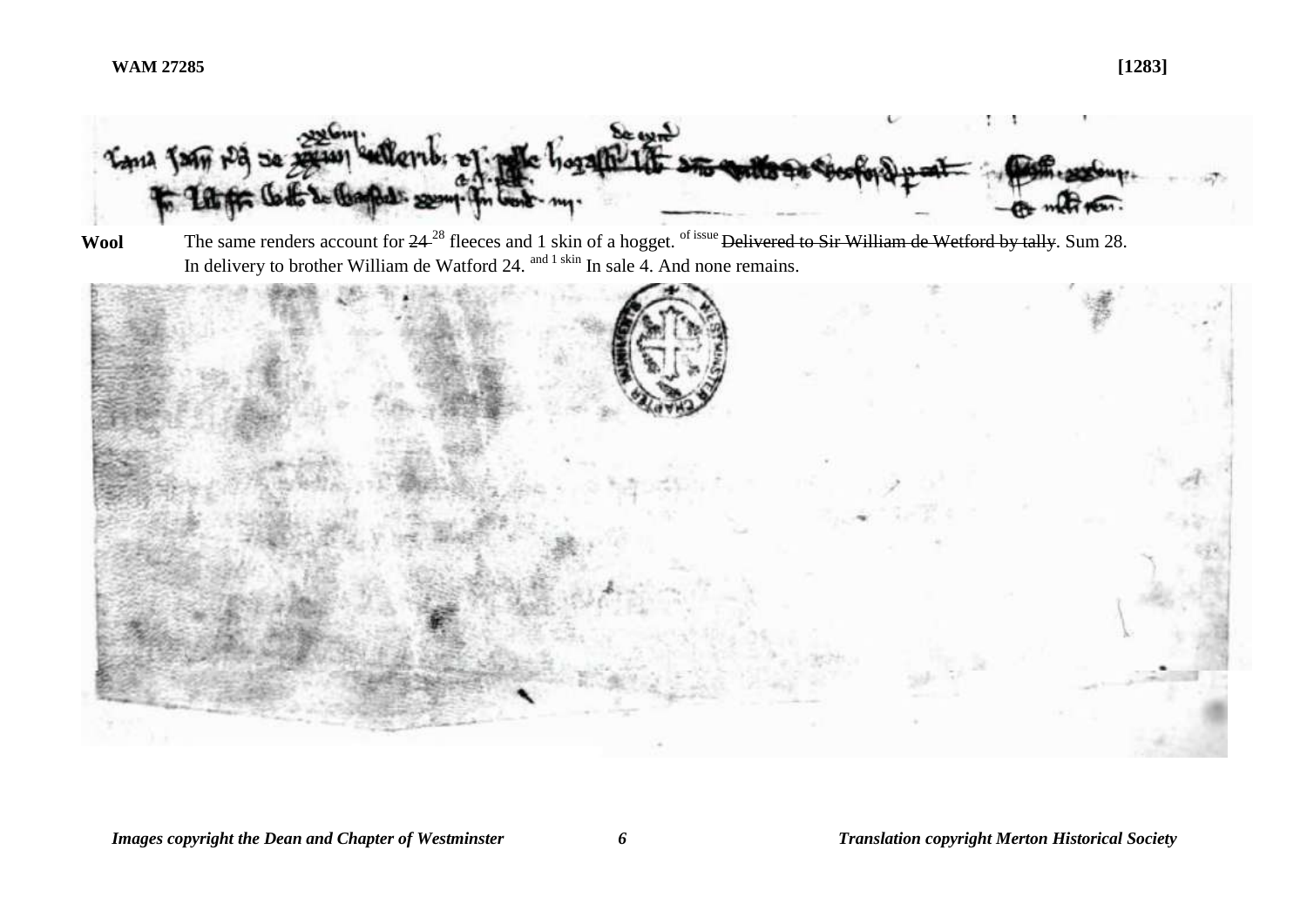**Wool** The same renders account for ~~24~~ 28 fleeces and 1 skin of a hogget. of issue ~~Delivered to Sir William de Wetford by tally~~. Sum 28. In delivery to brother William de Watford 24. and 1 skin In sale 4. And none remains.